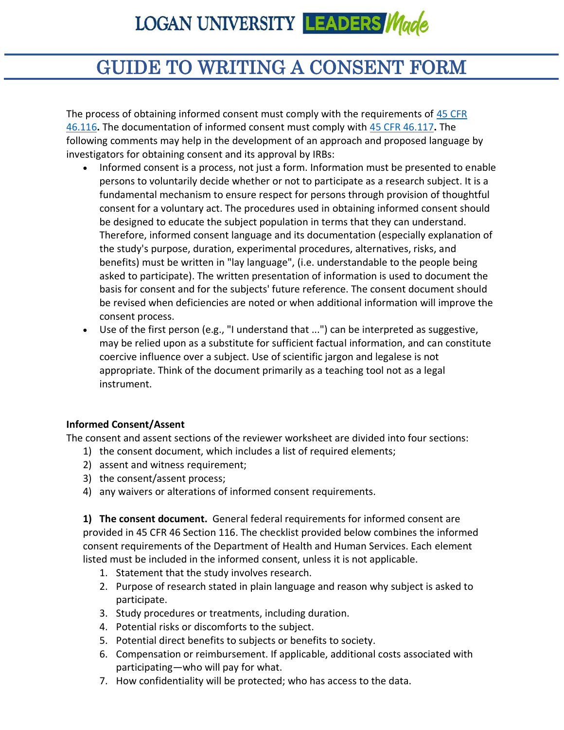LOGAN UNIVERSITY LEADERS Made

# GUIDE TO WRITING A CONSENT FORM

The process of obtaining informed consent must comply with the requirements of [45 CFR 46.116](). The documentation of informed consent must comply with [45 CFR 46.117](). The following comments may help in the development of an approach and proposed language by investigators for obtaining consent and its approval by IRBs:

- Informed consent is a process, not just a form. Information must be presented to enable persons to voluntarily decide whether or not to participate as a research subject. It is a fundamental mechanism to ensure respect for persons through provision of thoughtful consent for a voluntary act. The procedures used in obtaining informed consent should be designed to educate the subject population in terms that they can understand. Therefore, informed consent language and its documentation (especially explanation of the study's purpose, duration, experimental procedures, alternatives, risks, and benefits) must be written in "lay language", (i.e. understandable to the people being asked to participate). The written presentation of information is used to document the basis for consent and for the subjects' future reference. The consent document should be revised when deficiencies are noted or when additional information will improve the consent process.
- Use of the first person (e.g., "I understand that ...") can be interpreted as suggestive, may be relied upon as a substitute for sufficient factual information, and can constitute coercive influence over a subject. Use of scientific jargon and legalese is not appropriate. Think of the document primarily as a teaching tool not as a legal instrument.

**Informed Consent/Assent**

The consent and assent sections of the reviewer worksheet are divided into four sections:

1) the consent document, which includes a list of required elements;
2) assent and witness requirement;
3) the consent/assent process;
4) any waivers or alterations of informed consent requirements.

**1) The consent document.** General federal requirements for informed consent are provided in 45 CFR 46 Section 116. The checklist provided below combines the informed consent requirements of the Department of Health and Human Services. Each element listed must be included in the informed consent, unless it is not applicable.

1. Statement that the study involves research.
2. Purpose of research stated in plain language and reason why subject is asked to participate.
3. Study procedures or treatments, including duration.
4. Potential risks or discomforts to the subject.
5. Potential direct benefits to subjects or benefits to society.
6. Compensation or reimbursement. If applicable, additional costs associated with participating—who will pay for what.
7. How confidentiality will be protected; who has access to the data.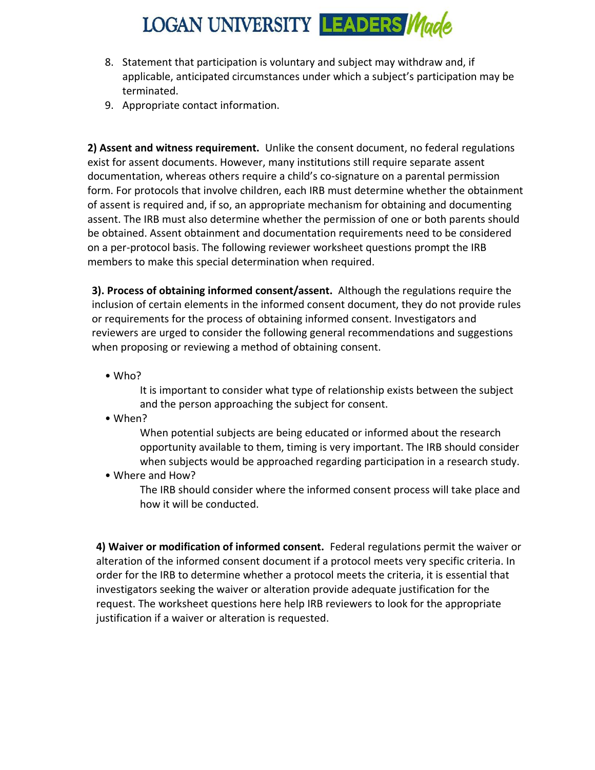8. Statement that participation is voluntary and subject may withdraw and, if applicable, anticipated circumstances under which a subject's participation may be terminated.
9. Appropriate contact information.

**2) Assent and witness requirement.** Unlike the consent document, no federal regulations exist for assent documents. However, many institutions still require separate assent documentation, whereas others require a child's co-signature on a parental permission form. For protocols that involve children, each IRB must determine whether the obtainment of assent is required and, if so, an appropriate mechanism for obtaining and documenting assent. The IRB must also determine whether the permission of one or both parents should be obtained. Assent obtainment and documentation requirements need to be considered on a per-protocol basis. The following reviewer worksheet questions prompt the IRB members to make this special determination when required.

**3). Process of obtaining informed consent/assent.** Although the regulations require the inclusion of certain elements in the informed consent document, they do not provide rules or requirements for the process of obtaining informed consent. Investigators and reviewers are urged to consider the following general recommendations and suggestions when proposing or reviewing a method of obtaining consent.

- Who?
  
  It is important to consider what type of relationship exists between the subject and the person approaching the subject for consent.
- When?
  
  When potential subjects are being educated or informed about the research opportunity available to them, timing is very important. The IRB should consider when subjects would be approached regarding participation in a research study.
- Where and How?
  
  The IRB should consider where the informed consent process will take place and how it will be conducted.

**4) Waiver or modification of informed consent.** Federal regulations permit the waiver or alteration of the informed consent document if a protocol meets very specific criteria. In order for the IRB to determine whether a protocol meets the criteria, it is essential that investigators seeking the waiver or alteration provide adequate justification for the request. The worksheet questions here help IRB reviewers to look for the appropriate justification if a waiver or alteration is requested.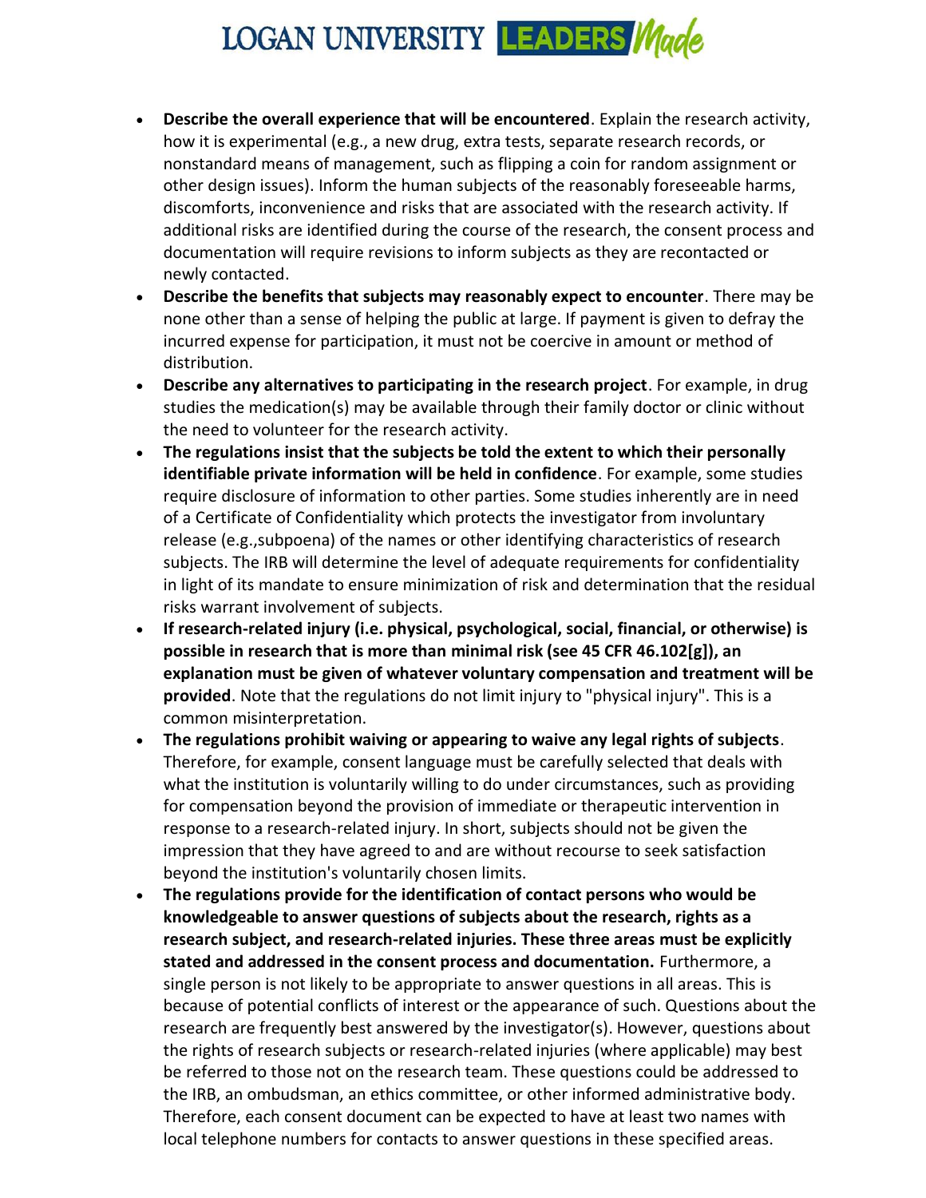- **Describe the overall experience that will be encountered**. Explain the research activity, how it is experimental (e.g., a new drug, extra tests, separate research records, or nonstandard means of management, such as flipping a coin for random assignment or other design issues). Inform the human subjects of the reasonably foreseeable harms, discomforts, inconvenience and risks that are associated with the research activity. If additional risks are identified during the course of the research, the consent process and documentation will require revisions to inform subjects as they are recontacted or newly contacted.
- **Describe the benefits that subjects may reasonably expect to encounter**. There may be none other than a sense of helping the public at large. If payment is given to defray the incurred expense for participation, it must not be coercive in amount or method of distribution.
- **Describe any alternatives to participating in the research project**. For example, in drug studies the medication(s) may be available through their family doctor or clinic without the need to volunteer for the research activity.
- **The regulations insist that the subjects be told the extent to which their personally identifiable private information will be held in confidence**. For example, some studies require disclosure of information to other parties. Some studies inherently are in need of a Certificate of Confidentiality which protects the investigator from involuntary release (e.g.,subpoena) of the names or other identifying characteristics of research subjects. The IRB will determine the level of adequate requirements for confidentiality in light of its mandate to ensure minimization of risk and determination that the residual risks warrant involvement of subjects.
- **If research-related injury (i.e. physical, psychological, social, financial, or otherwise) is possible in research that is more than minimal risk (see 45 CFR 46.102[g]), an explanation must be given of whatever voluntary compensation and treatment will be provided**. Note that the regulations do not limit injury to "physical injury". This is a common misinterpretation.
- **The regulations prohibit waiving or appearing to waive any legal rights of subjects**. Therefore, for example, consent language must be carefully selected that deals with what the institution is voluntarily willing to do under circumstances, such as providing for compensation beyond the provision of immediate or therapeutic intervention in response to a research-related injury. In short, subjects should not be given the impression that they have agreed to and are without recourse to seek satisfaction beyond the institution's voluntarily chosen limits.
- **The regulations provide for the identification of contact persons who would be knowledgeable to answer questions of subjects about the research, rights as a research subject, and research-related injuries. These three areas must be explicitly stated and addressed in the consent process and documentation.** Furthermore, a single person is not likely to be appropriate to answer questions in all areas. This is because of potential conflicts of interest or the appearance of such. Questions about the research are frequently best answered by the investigator(s). However, questions about the rights of research subjects or research-related injuries (where applicable) may best be referred to those not on the research team. These questions could be addressed to the IRB, an ombudsman, an ethics committee, or other informed administrative body. Therefore, each consent document can be expected to have at least two names with local telephone numbers for contacts to answer questions in these specified areas.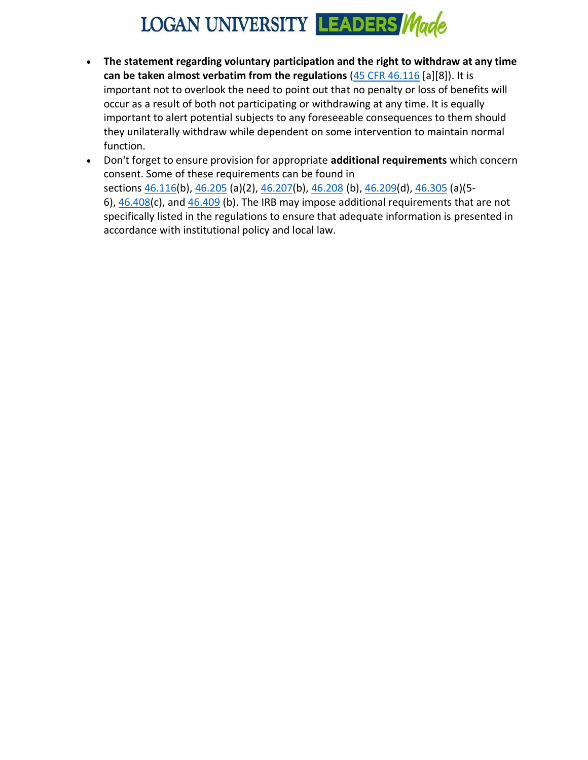- **The statement regarding voluntary participation and the right to withdraw at any time can be taken almost verbatim from the regulations** (45 CFR 46.116 [a][8]). It is important not to overlook the need to point out that no penalty or loss of benefits will occur as a result of both not participating or withdrawing at any time. It is equally important to alert potential subjects to any foreseeable consequences to them should they unilaterally withdraw while dependent on some intervention to maintain normal function.
- Don't forget to ensure provision for appropriate **additional requirements** which concern consent. Some of these requirements can be found in sections 46.116(b), 46.205 (a)(2), 46.207(b), 46.208 (b), 46.209(d), 46.305 (a)(5-6), 46.408(c), and 46.409 (b). The IRB may impose additional requirements that are not specifically listed in the regulations to ensure that adequate information is presented in accordance with institutional policy and local law.